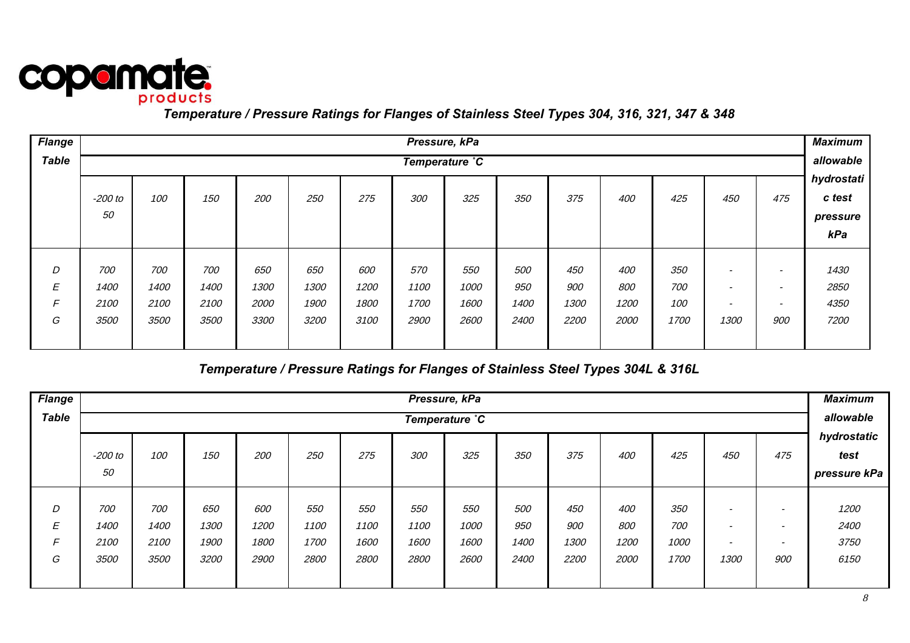copamate products

## *Temperature / Pressure Ratings for Flanges of Stainless Steel Types 304, 316, 321, 347 & 348*

| *Flange Table* | *Pressure, kPa* | | | | | | | | | | | | | | *Maximum allowable hydrostatic test pressure kPa* |
|---|---|---|---|---|---|---|---|---|---|---|---|---|---|---|---|
| | *Temperature ˚C* | | | | | | | | | | | | | | |
| | *-200 to 50* | *100* | *150* | *200* | *250* | *275* | *300* | *325* | *350* | *375* | *400* | *425* | *450* | *475* | |
| *D* | *700* | *700* | *700* | *650* | *650* | *600* | *570* | *550* | *500* | *450* | *400* | *350* | *-* | *-* | *1430* |
| *E* | *1400* | *1400* | *1400* | *1300* | *1300* | *1200* | *1100* | *1000* | *950* | *900* | *800* | *700* | *-* | *-* | *2850* |
| *F* | *2100* | *2100* | *2100* | *2000* | *1900* | *1800* | *1700* | *1600* | *1400* | *1300* | *1200* | *100* | *-* | *-* | *4350* |
| *G* | *3500* | *3500* | *3500* | *3300* | *3200* | *3100* | *2900* | *2600* | *2400* | *2200* | *2000* | *1700* | *1300* | *900* | *7200* |

## *Temperature / Pressure Ratings for Flanges of Stainless Steel Types 304L & 316L*

| *Flange Table* | *Pressure, kPa* | | | | | | | | | | | | | | *Maximum allowable hydrostatic test pressure kPa* |
|---|---|---|---|---|---|---|---|---|---|---|---|---|---|---|---|
| | *Temperature ˚C* | | | | | | | | | | | | | | |
| | *-200 to 50* | *100* | *150* | *200* | *250* | *275* | *300* | *325* | *350* | *375* | *400* | *425* | *450* | *475* | |
| *D* | *700* | *700* | *650* | *600* | *550* | *550* | *550* | *550* | *500* | *450* | *400* | *350* | *-* | *-* | *1200* |
| *E* | *1400* | *1400* | *1300* | *1200* | *1100* | *1100* | *1100* | *1000* | *950* | *900* | *800* | *700* | *-* | *-* | *2400* |
| *F* | *2100* | *2100* | *1900* | *1800* | *1700* | *1600* | *1600* | *1600* | *1400* | *1300* | *1200* | *1000* | *-* | *-* | *3750* |
| *G* | *3500* | *3500* | *3200* | *2900* | *2800* | *2800* | *2800* | *2600* | *2400* | *2200* | *2000* | *1700* | *1300* | *900* | *6150* |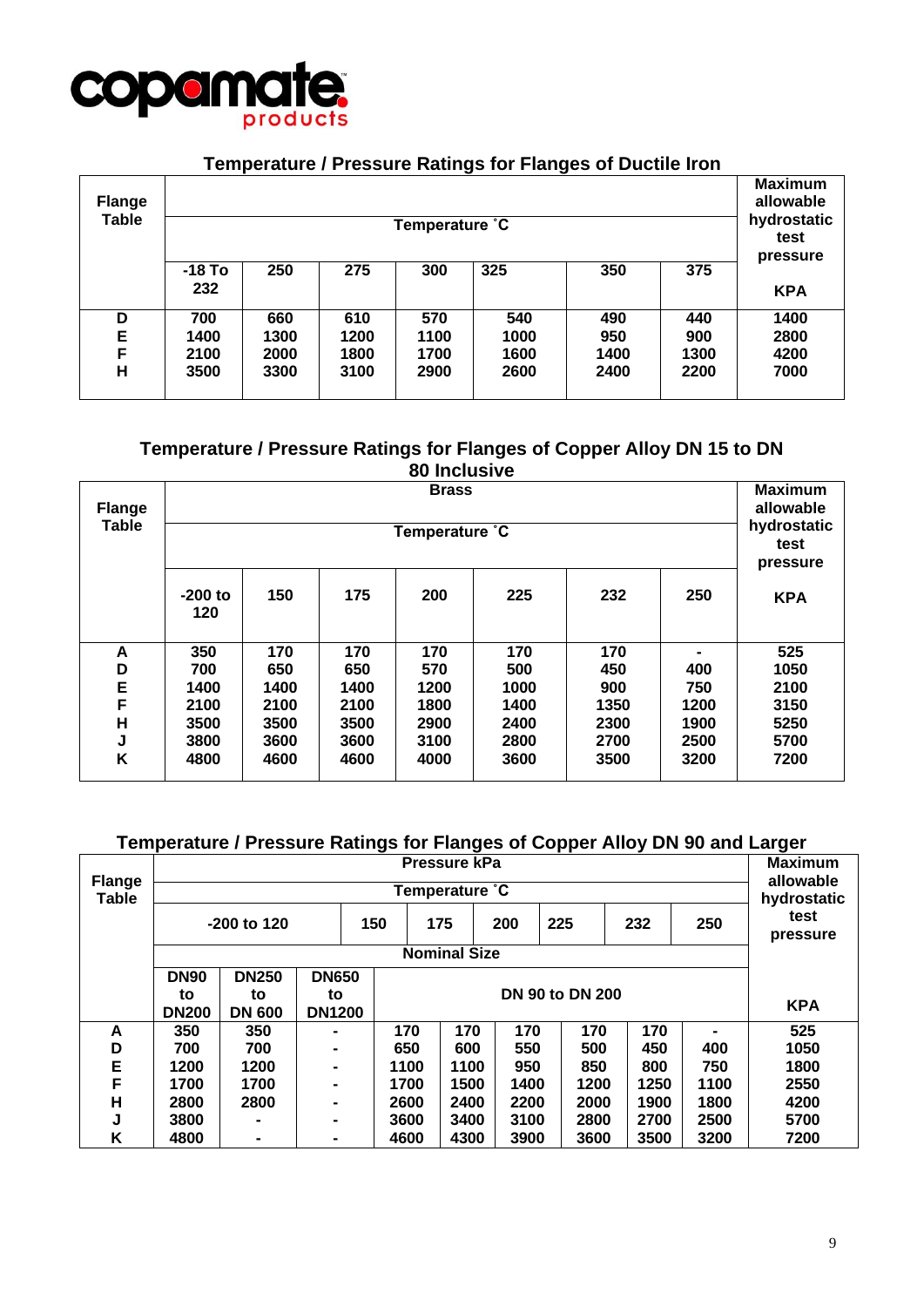## Temperature / Pressure Ratings for Flanges of Ductile Iron

| Flange Table | Temperature ˚C | | | | | | | Maximum allowable hydrostatic test pressure |
|---|---|---|---|---|---|---|---|---|
| | -18 To 232 | 250 | 275 | 300 | 325 | 350 | 375 | KPA |
| D | 700 | 660 | 610 | 570 | 540 | 490 | 440 | 1400 |
| E | 1400 | 1300 | 1200 | 1100 | 1000 | 950 | 900 | 2800 |
| F | 2100 | 2000 | 1800 | 1700 | 1600 | 1400 | 1300 | 4200 |
| H | 3500 | 3300 | 3100 | 2900 | 2600 | 2400 | 2200 | 7000 |

## Temperature / Pressure Ratings for Flanges of Copper Alloy DN 15 to DN 80 Inclusive

| Flange Table | Brass | | | | | | | Maximum allowable hydrostatic test pressure |
|---|---|---|---|---|---|---|---|---|
| | Temperature ˚C | | | | | | | |
| | -200 to 120 | 150 | 175 | 200 | 225 | 232 | 250 | KPA |
| A | 350 | 170 | 170 | 170 | 170 | 170 | - | 525 |
| D | 700 | 650 | 650 | 570 | 500 | 450 | 400 | 1050 |
| E | 1400 | 1400 | 1400 | 1200 | 1000 | 900 | 750 | 2100 |
| F | 2100 | 2100 | 2100 | 1800 | 1400 | 1350 | 1200 | 3150 |
| H | 3500 | 3500 | 3500 | 2900 | 2400 | 2300 | 1900 | 5250 |
| J | 3800 | 3600 | 3600 | 3100 | 2800 | 2700 | 2500 | 5700 |
| K | 4800 | 4600 | 4600 | 4000 | 3600 | 3500 | 3200 | 7200 |

## Temperature / Pressure Ratings for Flanges of Copper Alloy DN 90 and Larger

| Flange Table | Pressure kPa | | | | | | | | | Maximum allowable hydrostatic test pressure |
|---|---|---|---|---|---|---|---|---|---|---|
| | Temperature ˚C | | | | | | | | | |
| | -200 to 120 | | | 150 | 175 | 200 | 225 | 232 | 250 | |
| | Nominal Size | | | | | | | | | |
| | DN90 to DN200 | DN250 to DN 600 | DN650 to DN1200 | DN 90 to DN 200 | | | | | | KPA |
| A | 350 | 350 | - | 170 | 170 | 170 | 170 | 170 | - | 525 |
| D | 700 | 700 | - | 650 | 600 | 550 | 500 | 450 | 400 | 1050 |
| E | 1200 | 1200 | - | 1100 | 1100 | 950 | 850 | 800 | 750 | 1800 |
| F | 1700 | 1700 | - | 1700 | 1500 | 1400 | 1200 | 1250 | 1100 | 2550 |
| H | 2800 | 2800 | - | 2600 | 2400 | 2200 | 2000 | 1900 | 1800 | 4200 |
| J | 3800 | - | - | 3600 | 3400 | 3100 | 2800 | 2700 | 2500 | 5700 |
| K | 4800 | - | - | 4600 | 4300 | 3900 | 3600 | 3500 | 3200 | 7200 |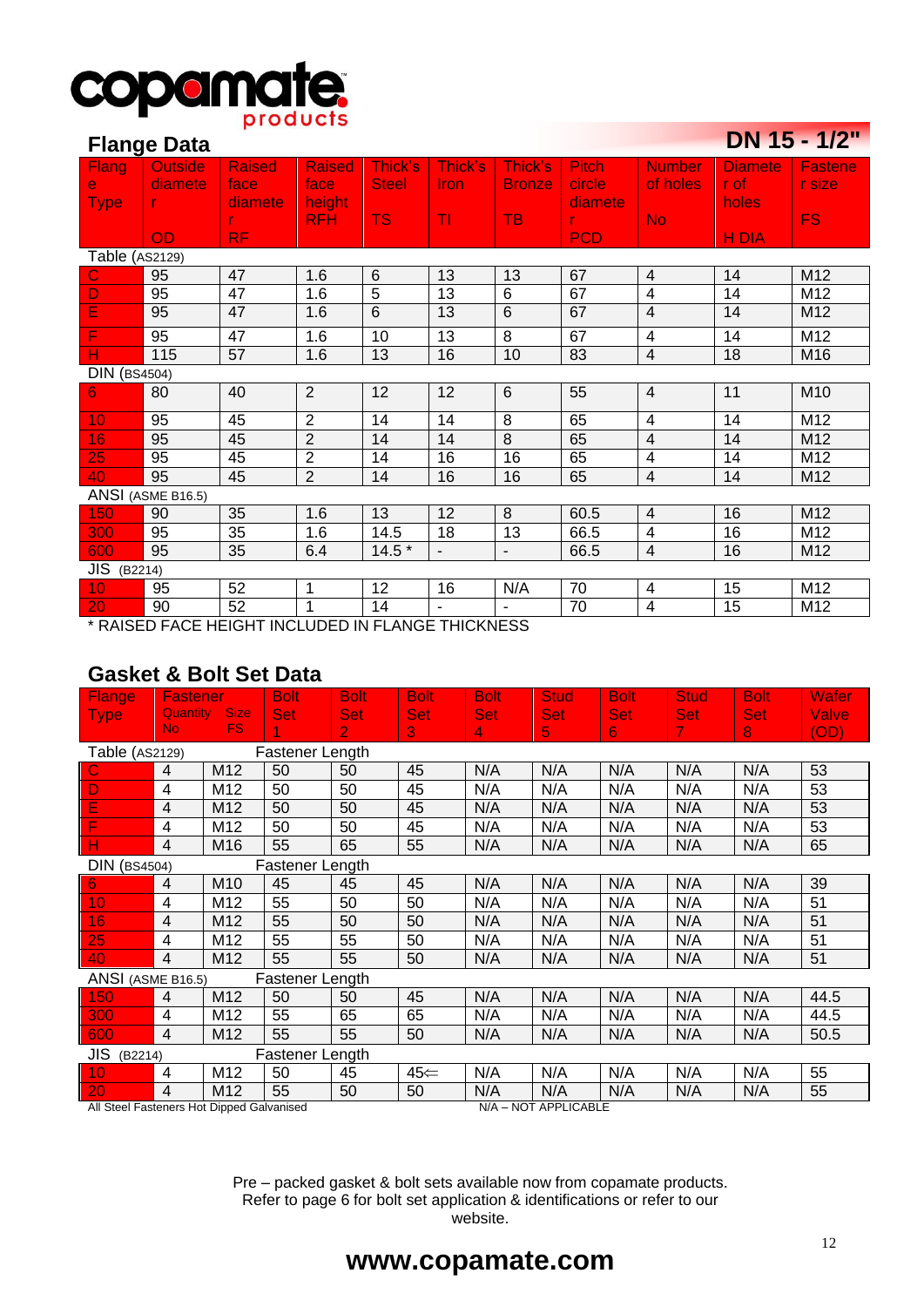copamate products

## Flange Data

**DN 15 - 1/2"**

| Flange Type | Outside diameter OD | Raised face diameter RF | Raised face height RFH | Thick's Steel TS | Thick's Iron TI | Thick's Bronze TB | Pitch circle diameter PCD | Number of holes No | Diameter of holes H DIA | Fastener size FS |
|---|---|---|---|---|---|---|---|---|---|---|
| Table (AS2129) | | | | | | | | | | |
| C | 95 | 47 | 1.6 | 6 | 13 | 13 | 67 | 4 | 14 | M12 |
| D | 95 | 47 | 1.6 | 5 | 13 | 6 | 67 | 4 | 14 | M12 |
| E | 95 | 47 | 1.6 | 6 | 13 | 6 | 67 | 4 | 14 | M12 |
| F | 95 | 47 | 1.6 | 10 | 13 | 8 | 67 | 4 | 14 | M12 |
| H | 115 | 57 | 1.6 | 13 | 16 | 10 | 83 | 4 | 18 | M16 |
| DIN (BS4504) | | | | | | | | | | |
| 6 | 80 | 40 | 2 | 12 | 12 | 6 | 55 | 4 | 11 | M10 |
| 10 | 95 | 45 | 2 | 14 | 14 | 8 | 65 | 4 | 14 | M12 |
| 16 | 95 | 45 | 2 | 14 | 14 | 8 | 65 | 4 | 14 | M12 |
| 25 | 95 | 45 | 2 | 14 | 16 | 16 | 65 | 4 | 14 | M12 |
| 40 | 95 | 45 | 2 | 14 | 16 | 16 | 65 | 4 | 14 | M12 |
| ANSI (ASME B16.5) | | | | | | | | | | |
| 150 | 90 | 35 | 1.6 | 13 | 12 | 8 | 60.5 | 4 | 16 | M12 |
| 300 | 95 | 35 | 1.6 | 14.5 | 18 | 13 | 66.5 | 4 | 16 | M12 |
| 600 | 95 | 35 | 6.4 | 14.5 * | - | - | 66.5 | 4 | 16 | M12 |
| JIS (B2214) | | | | | | | | | | |
| 10 | 95 | 52 | 1 | 12 | 16 | N/A | 70 | 4 | 15 | M12 |
| 20 | 90 | 52 | 1 | 14 | - | - | 70 | 4 | 15 | M12 |

* RAISED FACE HEIGHT INCLUDED IN FLANGE THICKNESS

## Gasket & Bolt Set Data

| Flange Type | Fastener Quantity No | Fastener Size FS | Bolt Set 1 | Bolt Set 2 | Bolt Set 3 | Bolt Set 4 | Stud Set 5 | Bolt Set 6 | Stud Set 7 | Bolt Set 8 | Wafer Valve (OD) |
|---|---|---|---|---|---|---|---|---|---|---|---|
| Table (AS2129) | | | Fastener Length | | | | | | | | |
| C | 4 | M12 | 50 | 50 | 45 | N/A | N/A | N/A | N/A | N/A | 53 |
| D | 4 | M12 | 50 | 50 | 45 | N/A | N/A | N/A | N/A | N/A | 53 |
| E | 4 | M12 | 50 | 50 | 45 | N/A | N/A | N/A | N/A | N/A | 53 |
| F | 4 | M12 | 50 | 50 | 45 | N/A | N/A | N/A | N/A | N/A | 53 |
| H | 4 | M16 | 55 | 65 | 55 | N/A | N/A | N/A | N/A | N/A | 65 |
| DIN (BS4504) | | | Fastener Length | | | | | | | | |
| 6 | 4 | M10 | 45 | 45 | 45 | N/A | N/A | N/A | N/A | N/A | 39 |
| 10 | 4 | M12 | 55 | 50 | 50 | N/A | N/A | N/A | N/A | N/A | 51 |
| 16 | 4 | M12 | 55 | 50 | 50 | N/A | N/A | N/A | N/A | N/A | 51 |
| 25 | 4 | M12 | 55 | 55 | 50 | N/A | N/A | N/A | N/A | N/A | 51 |
| 40 | 4 | M12 | 55 | 55 | 50 | N/A | N/A | N/A | N/A | N/A | 51 |
| ANSI (ASME B16.5) | | | Fastener Length | | | | | | | | |
| 150 | 4 | M12 | 50 | 50 | 45 | N/A | N/A | N/A | N/A | N/A | 44.5 |
| 300 | 4 | M12 | 55 | 65 | 65 | N/A | N/A | N/A | N/A | N/A | 44.5 |
| 600 | 4 | M12 | 55 | 55 | 50 | N/A | N/A | N/A | N/A | N/A | 50.5 |
| JIS (B2214) | | | Fastener Length | | | | | | | | |
| 10 | 4 | M12 | 50 | 45 | 45⇐ | N/A | N/A | N/A | N/A | N/A | 55 |
| 20 | 4 | M12 | 55 | 50 | 50 | N/A | N/A | N/A | N/A | N/A | 55 |

All Steel Fasteners Hot Dipped Galvanised

N/A – NOT APPLICABLE

Pre – packed gasket & bolt sets available now from copamate products.
Refer to page 6 for bolt set application & identifications or refer to our website.

**www.copamate.com**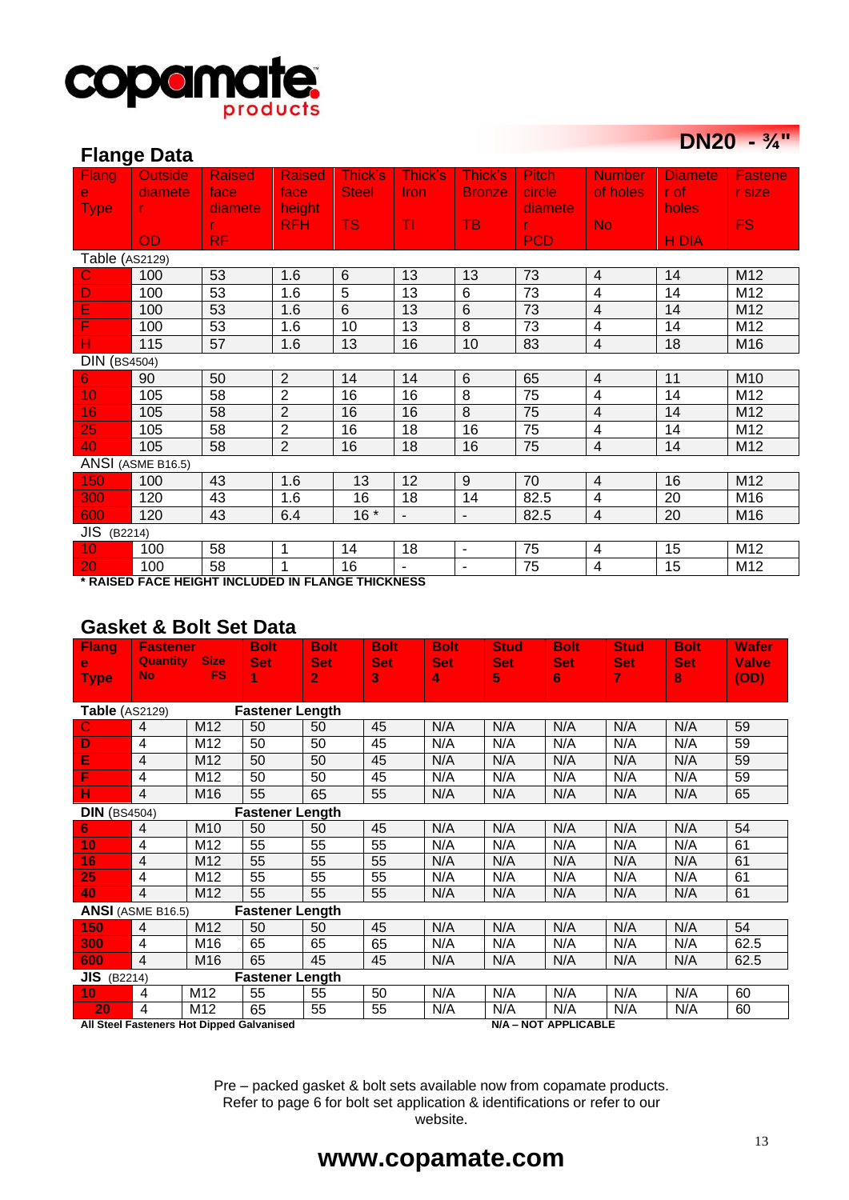copamate products

# DN20 - ¾"

## Flange Data

| Flange Type | Outside diameter OD | Raised face diameter RF | Raised face height RFH | Thick's Steel TS | Thick's Iron TI | Thick's Bronze TB | Pitch circle diameter PCD | Number of holes No | Diameter of holes H DIA | Fastener size FS |
|---|---|---|---|---|---|---|---|---|---|---|
| **Table** (AS2129) | | | | | | | | | | |
| C | 100 | 53 | 1.6 | 6 | 13 | 13 | 73 | 4 | 14 | M12 |
| D | 100 | 53 | 1.6 | 5 | 13 | 6 | 73 | 4 | 14 | M12 |
| E | 100 | 53 | 1.6 | 6 | 13 | 6 | 73 | 4 | 14 | M12 |
| F | 100 | 53 | 1.6 | 10 | 13 | 8 | 73 | 4 | 14 | M12 |
| H | 115 | 57 | 1.6 | 13 | 16 | 10 | 83 | 4 | 18 | M16 |
| **DIN** (BS4504) | | | | | | | | | | |
| 6 | 90 | 50 | 2 | 14 | 14 | 6 | 65 | 4 | 11 | M10 |
| 10 | 105 | 58 | 2 | 16 | 16 | 8 | 75 | 4 | 14 | M12 |
| 16 | 105 | 58 | 2 | 16 | 16 | 8 | 75 | 4 | 14 | M12 |
| 25 | 105 | 58 | 2 | 16 | 18 | 16 | 75 | 4 | 14 | M12 |
| 40 | 105 | 58 | 2 | 16 | 18 | 16 | 75 | 4 | 14 | M12 |
| **ANSI** (ASME B16.5) | | | | | | | | | | |
| 150 | 100 | 43 | 1.6 | 13 | 12 | 9 | 70 | 4 | 16 | M12 |
| 300 | 120 | 43 | 1.6 | 16 | 18 | 14 | 82.5 | 4 | 20 | M16 |
| 600 | 120 | 43 | 6.4 | 16 * | - | - | 82.5 | 4 | 20 | M16 |
| **JIS** (B2214) | | | | | | | | | | |
| 10 | 100 | 58 | 1 | 14 | 18 | - | 75 | 4 | 15 | M12 |
| 20 | 100 | 58 | 1 | 16 | - | - | 75 | 4 | 15 | M12 |

**\* RAISED FACE HEIGHT INCLUDED IN FLANGE THICKNESS**

## Gasket & Bolt Set Data

| Flange Type | Fastener Quantity No | Fastener Size FS | Bolt Set 1 | Bolt Set 2 | Bolt Set 3 | Bolt Set 4 | Stud Set 5 | Bolt Set 6 | Stud Set 7 | Bolt Set 8 | Wafer Valve (OD) |
|---|---|---|---|---|---|---|---|---|---|---|---|
| **Table** (AS2129) | | | **Fastener Length** | | | | | | | | |
| C | 4 | M12 | 50 | 50 | 45 | N/A | N/A | N/A | N/A | N/A | 59 |
| D | 4 | M12 | 50 | 50 | 45 | N/A | N/A | N/A | N/A | N/A | 59 |
| E | 4 | M12 | 50 | 50 | 45 | N/A | N/A | N/A | N/A | N/A | 59 |
| F | 4 | M12 | 50 | 50 | 45 | N/A | N/A | N/A | N/A | N/A | 59 |
| H | 4 | M16 | 55 | 65 | 55 | N/A | N/A | N/A | N/A | N/A | 65 |
| **DIN** (BS4504) | | | **Fastener Length** | | | | | | | | |
| 6 | 4 | M10 | 50 | 50 | 45 | N/A | N/A | N/A | N/A | N/A | 54 |
| 10 | 4 | M12 | 55 | 55 | 55 | N/A | N/A | N/A | N/A | N/A | 61 |
| 16 | 4 | M12 | 55 | 55 | 55 | N/A | N/A | N/A | N/A | N/A | 61 |
| 25 | 4 | M12 | 55 | 55 | 55 | N/A | N/A | N/A | N/A | N/A | 61 |
| 40 | 4 | M12 | 55 | 55 | 55 | N/A | N/A | N/A | N/A | N/A | 61 |
| **ANSI** (ASME B16.5) | | | **Fastener Length** | | | | | | | | |
| 150 | 4 | M12 | 50 | 50 | 45 | N/A | N/A | N/A | N/A | N/A | 54 |
| 300 | 4 | M16 | 65 | 65 | 65 | N/A | N/A | N/A | N/A | N/A | 62.5 |
| 600 | 4 | M16 | 65 | 45 | 45 | N/A | N/A | N/A | N/A | N/A | 62.5 |
| **JIS** (B2214) | | | **Fastener Length** | | | | | | | | |
| 10 | 4 | M12 | 55 | 55 | 50 | N/A | N/A | N/A | N/A | N/A | 60 |
| 20 | 4 | M12 | 65 | 55 | 55 | N/A | N/A | N/A | N/A | N/A | 60 |

**All Steel Fasteners Hot Dipped Galvanised** **N/A – NOT APPLICABLE**

Pre – packed gasket & bolt sets available now from copamate products.
Refer to page 6 for bolt set application & identifications or refer to our website.

**www.copamate.com**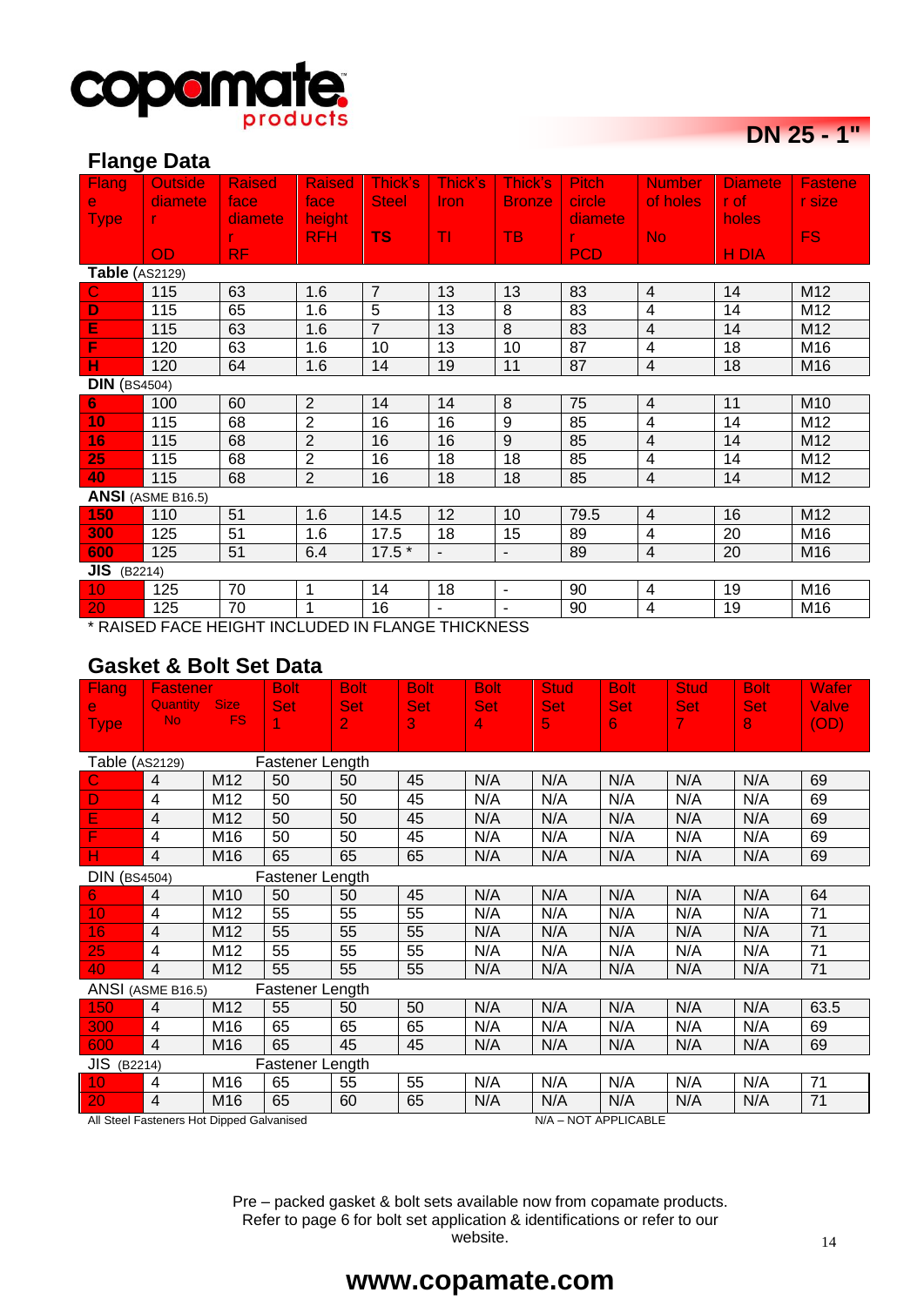**copamate products**

# DN 25 - 1"

## Flange Data

| Flange Type | Outside diameter OD | Raised face diameter RF | Raised face height RFH | Thick's Steel TS | Thick's Iron TI | Thick's Bronze TB | Pitch circle diameter PCD | Number of holes No | Diameter of holes H DIA | Fastener size FS |
|---|---|---|---|---|---|---|---|---|---|---|
| **Table** (AS2129) | | | | | | | | | | |
| C | 115 | 63 | 1.6 | 7 | 13 | 13 | 83 | 4 | 14 | M12 |
| D | 115 | 65 | 1.6 | 5 | 13 | 8 | 83 | 4 | 14 | M12 |
| E | 115 | 63 | 1.6 | 7 | 13 | 8 | 83 | 4 | 14 | M12 |
| F | 120 | 63 | 1.6 | 10 | 13 | 10 | 87 | 4 | 18 | M16 |
| H | 120 | 64 | 1.6 | 14 | 19 | 11 | 87 | 4 | 18 | M16 |
| **DIN** (BS4504) | | | | | | | | | | |
| 6 | 100 | 60 | 2 | 14 | 14 | 8 | 75 | 4 | 11 | M10 |
| 10 | 115 | 68 | 2 | 16 | 16 | 9 | 85 | 4 | 14 | M12 |
| 16 | 115 | 68 | 2 | 16 | 16 | 9 | 85 | 4 | 14 | M12 |
| 25 | 115 | 68 | 2 | 16 | 18 | 18 | 85 | 4 | 14 | M12 |
| 40 | 115 | 68 | 2 | 16 | 18 | 18 | 85 | 4 | 14 | M12 |
| **ANSI** (ASME B16.5) | | | | | | | | | | |
| 150 | 110 | 51 | 1.6 | 14.5 | 12 | 10 | 79.5 | 4 | 16 | M12 |
| 300 | 125 | 51 | 1.6 | 17.5 | 18 | 15 | 89 | 4 | 20 | M16 |
| 600 | 125 | 51 | 6.4 | 17.5 * | - | - | 89 | 4 | 20 | M16 |
| **JIS** (B2214) | | | | | | | | | | |
| 10 | 125 | 70 | 1 | 14 | 18 | - | 90 | 4 | 19 | M16 |
| 20 | 125 | 70 | 1 | 16 | - | - | 90 | 4 | 19 | M16 |

\* RAISED FACE HEIGHT INCLUDED IN FLANGE THICKNESS

## Gasket & Bolt Set Data

| Flange Type | Fastener Quantity No | Size FS | Bolt Set 1 | Bolt Set 2 | Bolt Set 3 | Bolt Set 4 | Stud Set 5 | Bolt Set 6 | Stud Set 7 | Bolt Set 8 | Wafer Valve (OD) |
|---|---|---|---|---|---|---|---|---|---|---|---|
| Table (AS2129) | | | Fastener Length | | | | | | | | |
| C | 4 | M12 | 50 | 50 | 45 | N/A | N/A | N/A | N/A | N/A | 69 |
| D | 4 | M12 | 50 | 50 | 45 | N/A | N/A | N/A | N/A | N/A | 69 |
| E | 4 | M12 | 50 | 50 | 45 | N/A | N/A | N/A | N/A | N/A | 69 |
| F | 4 | M16 | 50 | 50 | 45 | N/A | N/A | N/A | N/A | N/A | 69 |
| H | 4 | M16 | 65 | 65 | 65 | N/A | N/A | N/A | N/A | N/A | 69 |
| DIN (BS4504) | | | Fastener Length | | | | | | | | |
| 6 | 4 | M10 | 50 | 50 | 45 | N/A | N/A | N/A | N/A | N/A | 64 |
| 10 | 4 | M12 | 55 | 55 | 55 | N/A | N/A | N/A | N/A | N/A | 71 |
| 16 | 4 | M12 | 55 | 55 | 55 | N/A | N/A | N/A | N/A | N/A | 71 |
| 25 | 4 | M12 | 55 | 55 | 55 | N/A | N/A | N/A | N/A | N/A | 71 |
| 40 | 4 | M12 | 55 | 55 | 55 | N/A | N/A | N/A | N/A | N/A | 71 |
| ANSI (ASME B16.5) | | | Fastener Length | | | | | | | | |
| 150 | 4 | M12 | 55 | 50 | 50 | N/A | N/A | N/A | N/A | N/A | 63.5 |
| 300 | 4 | M16 | 65 | 65 | 65 | N/A | N/A | N/A | N/A | N/A | 69 |
| 600 | 4 | M16 | 65 | 45 | 45 | N/A | N/A | N/A | N/A | N/A | 69 |
| JIS (B2214) | | | Fastener Length | | | | | | | | |
| 10 | 4 | M16 | 65 | 55 | 55 | N/A | N/A | N/A | N/A | N/A | 71 |
| 20 | 4 | M16 | 65 | 60 | 65 | N/A | N/A | N/A | N/A | N/A | 71 |

All Steel Fasteners Hot Dipped Galvanised

N/A – NOT APPLICABLE

Pre – packed gasket & bolt sets available now from copamate products. Refer to page 6 for bolt set application & identifications or refer to our website.

**www.copamate.com**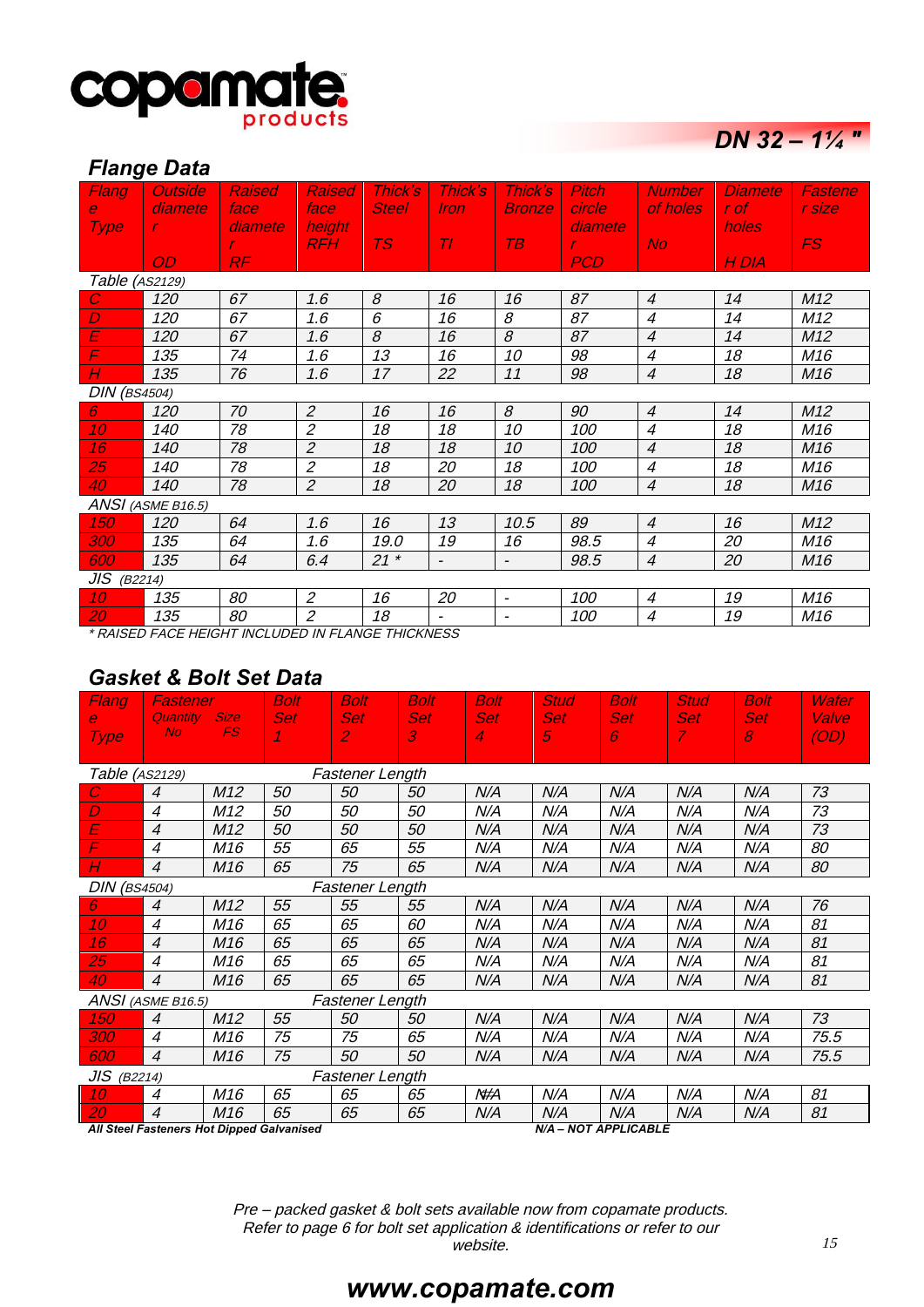copamate products

## DN 32 – 1¼ "

### Flange Data

| Flange Type | Outside diameter OD | Raised face diameter RF | Raised face height RFH | Thick's Steel TS | Thick's Iron TI | Thick's Bronze TB | Pitch circle diameter PCD | Number of holes No | Diameter of holes H DIA | Fastener size FS |
|---|---|---|---|---|---|---|---|---|---|---|
| Table (AS2129) | | | | | | | | | | |
| C | 120 | 67 | 1.6 | 8 | 16 | 16 | 87 | 4 | 14 | M12 |
| D | 120 | 67 | 1.6 | 6 | 16 | 8 | 87 | 4 | 14 | M12 |
| E | 120 | 67 | 1.6 | 8 | 16 | 8 | 87 | 4 | 14 | M12 |
| F | 135 | 74 | 1.6 | 13 | 16 | 10 | 98 | 4 | 18 | M16 |
| H | 135 | 76 | 1.6 | 17 | 22 | 11 | 98 | 4 | 18 | M16 |
| DIN (BS4504) | | | | | | | | | | |
| 6 | 120 | 70 | 2 | 16 | 16 | 8 | 90 | 4 | 14 | M12 |
| 10 | 140 | 78 | 2 | 18 | 18 | 10 | 100 | 4 | 18 | M16 |
| 16 | 140 | 78 | 2 | 18 | 18 | 10 | 100 | 4 | 18 | M16 |
| 25 | 140 | 78 | 2 | 18 | 20 | 18 | 100 | 4 | 18 | M16 |
| 40 | 140 | 78 | 2 | 18 | 20 | 18 | 100 | 4 | 18 | M16 |
| ANSI (ASME B16.5) | | | | | | | | | | |
| 150 | 120 | 64 | 1.6 | 16 | 13 | 10.5 | 89 | 4 | 16 | M12 |
| 300 | 135 | 64 | 1.6 | 19.0 | 19 | 16 | 98.5 | 4 | 20 | M16 |
| 600 | 135 | 64 | 6.4 | 21 * | - | - | 98.5 | 4 | 20 | M16 |
| JIS (B2214) | | | | | | | | | | |
| 10 | 135 | 80 | 2 | 16 | 20 | - | 100 | 4 | 19 | M16 |
| 20 | 135 | 80 | 2 | 18 | - | - | 100 | 4 | 19 | M16 |

* RAISED FACE HEIGHT INCLUDED IN FLANGE THICKNESS

### Gasket & Bolt Set Data

| Flange Type | Fastener Quantity No | Fastener Size FS | Bolt Set 1 | Bolt Set 2 | Bolt Set 3 | Bolt Set 4 | Stud Set 5 | Bolt Set 6 | Stud Set 7 | Bolt Set 8 | Wafer Valve (OD) |
|---|---|---|---|---|---|---|---|---|---|---|---|
| Table (AS2129) | | | Fastener Length | | | | | | | | |
| C | 4 | M12 | 50 | 50 | 50 | N/A | N/A | N/A | N/A | N/A | 73 |
| D | 4 | M12 | 50 | 50 | 50 | N/A | N/A | N/A | N/A | N/A | 73 |
| E | 4 | M12 | 50 | 50 | 50 | N/A | N/A | N/A | N/A | N/A | 73 |
| F | 4 | M16 | 55 | 65 | 55 | N/A | N/A | N/A | N/A | N/A | 80 |
| H | 4 | M16 | 65 | 75 | 65 | N/A | N/A | N/A | N/A | N/A | 80 |
| DIN (BS4504) | | | Fastener Length | | | | | | | | |
| 6 | 4 | M12 | 55 | 55 | 55 | N/A | N/A | N/A | N/A | N/A | 76 |
| 10 | 4 | M16 | 65 | 65 | 60 | N/A | N/A | N/A | N/A | N/A | 81 |
| 16 | 4 | M16 | 65 | 65 | 65 | N/A | N/A | N/A | N/A | N/A | 81 |
| 25 | 4 | M16 | 65 | 65 | 65 | N/A | N/A | N/A | N/A | N/A | 81 |
| 40 | 4 | M16 | 65 | 65 | 65 | N/A | N/A | N/A | N/A | N/A | 81 |
| ANSI (ASME B16.5) | | | Fastener Length | | | | | | | | |
| 150 | 4 | M12 | 55 | 50 | 50 | N/A | N/A | N/A | N/A | N/A | 73 |
| 300 | 4 | M16 | 75 | 75 | 65 | N/A | N/A | N/A | N/A | N/A | 75.5 |
| 600 | 4 | M16 | 75 | 50 | 50 | N/A | N/A | N/A | N/A | N/A | 75.5 |
| JIS (B2214) | | | Fastener Length | | | | | | | | |
| 10 | 4 | M16 | 65 | 65 | 65 | N/A | N/A | N/A | N/A | N/A | 81 |
| 20 | 4 | M16 | 65 | 65 | 65 | N/A | N/A | N/A | N/A | N/A | 81 |

**All Steel Fasteners Hot Dipped Galvanised** **N/A – NOT APPLICABLE**

*Pre – packed gasket & bolt sets available now from copamate products.*
*Refer to page 6 for bolt set application & identifications or refer to our website.*

**www.copamate.com**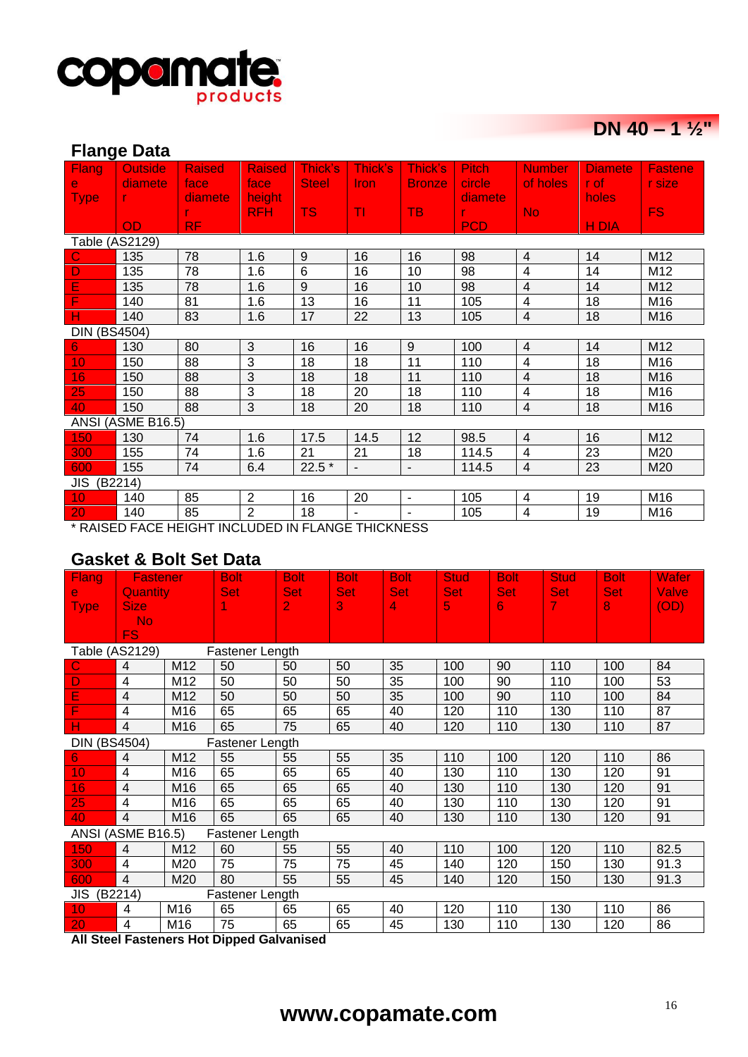copamate products

## DN 40 – 1 ½"

### Flange Data

| Flange Type | Outside diameter OD | Raised face diameter RF | Raised face height RFH | Thick's Steel TS | Thick's Iron TI | Thick's Bronze TB | Pitch circle diameter PCD | Number of holes No | Diameter of holes H DIA | Fastener size FS |
|---|---|---|---|---|---|---|---|---|---|---|
| Table (AS2129) | | | | | | | | | | |
| C | 135 | 78 | 1.6 | 9 | 16 | 16 | 98 | 4 | 14 | M12 |
| D | 135 | 78 | 1.6 | 6 | 16 | 10 | 98 | 4 | 14 | M12 |
| E | 135 | 78 | 1.6 | 9 | 16 | 10 | 98 | 4 | 14 | M12 |
| F | 140 | 81 | 1.6 | 13 | 16 | 11 | 105 | 4 | 18 | M16 |
| H | 140 | 83 | 1.6 | 17 | 22 | 13 | 105 | 4 | 18 | M16 |
| DIN (BS4504) | | | | | | | | | | |
| 6 | 130 | 80 | 3 | 16 | 16 | 9 | 100 | 4 | 14 | M12 |
| 10 | 150 | 88 | 3 | 18 | 18 | 11 | 110 | 4 | 18 | M16 |
| 16 | 150 | 88 | 3 | 18 | 18 | 11 | 110 | 4 | 18 | M16 |
| 25 | 150 | 88 | 3 | 18 | 20 | 18 | 110 | 4 | 18 | M16 |
| 40 | 150 | 88 | 3 | 18 | 20 | 18 | 110 | 4 | 18 | M16 |
| ANSI (ASME B16.5) | | | | | | | | | | |
| 150 | 130 | 74 | 1.6 | 17.5 | 14.5 | 12 | 98.5 | 4 | 16 | M12 |
| 300 | 155 | 74 | 1.6 | 21 | 21 | 18 | 114.5 | 4 | 23 | M20 |
| 600 | 155 | 74 | 6.4 | 22.5 * | - | - | 114.5 | 4 | 23 | M20 |
| JIS (B2214) | | | | | | | | | | |
| 10 | 140 | 85 | 2 | 16 | 20 | - | 105 | 4 | 19 | M16 |
| 20 | 140 | 85 | 2 | 18 | - | - | 105 | 4 | 19 | M16 |

\* RAISED FACE HEIGHT INCLUDED IN FLANGE THICKNESS

### Gasket & Bolt Set Data

| Flange Type | Fastener Quantity No | Fastener Size FS | Bolt Set 1 | Bolt Set 2 | Bolt Set 3 | Bolt Set 4 | Stud Set 5 | Bolt Set 6 | Stud Set 7 | Bolt Set 8 | Wafer Valve (OD) |
|---|---|---|---|---|---|---|---|---|---|---|---|
| Table (AS2129) | | | Fastener Length | | | | | | | | |
| C | 4 | M12 | 50 | 50 | 50 | 35 | 100 | 90 | 110 | 100 | 84 |
| D | 4 | M12 | 50 | 50 | 50 | 35 | 100 | 90 | 110 | 100 | 53 |
| E | 4 | M12 | 50 | 50 | 50 | 35 | 100 | 90 | 110 | 100 | 84 |
| F | 4 | M16 | 65 | 65 | 65 | 40 | 120 | 110 | 130 | 110 | 87 |
| H | 4 | M16 | 65 | 75 | 65 | 40 | 120 | 110 | 130 | 110 | 87 |
| DIN (BS4504) | | | Fastener Length | | | | | | | | |
| 6 | 4 | M12 | 55 | 55 | 55 | 35 | 110 | 100 | 120 | 110 | 86 |
| 10 | 4 | M16 | 65 | 65 | 65 | 40 | 130 | 110 | 130 | 120 | 91 |
| 16 | 4 | M16 | 65 | 65 | 65 | 40 | 130 | 110 | 130 | 120 | 91 |
| 25 | 4 | M16 | 65 | 65 | 65 | 40 | 130 | 110 | 130 | 120 | 91 |
| 40 | 4 | M16 | 65 | 65 | 65 | 40 | 130 | 110 | 130 | 120 | 91 |
| ANSI (ASME B16.5) | | | Fastener Length | | | | | | | | |
| 150 | 4 | M12 | 60 | 55 | 55 | 40 | 110 | 100 | 120 | 110 | 82.5 |
| 300 | 4 | M20 | 75 | 75 | 75 | 45 | 140 | 120 | 150 | 130 | 91.3 |
| 600 | 4 | M20 | 80 | 55 | 55 | 45 | 140 | 120 | 150 | 130 | 91.3 |
| JIS (B2214) | | | Fastener Length | | | | | | | | |
| 10 | 4 | M16 | 65 | 65 | 65 | 40 | 120 | 110 | 130 | 110 | 86 |
| 20 | 4 | M16 | 75 | 65 | 65 | 45 | 130 | 110 | 130 | 120 | 86 |

**All Steel Fasteners Hot Dipped Galvanised**

**www.copamate.com**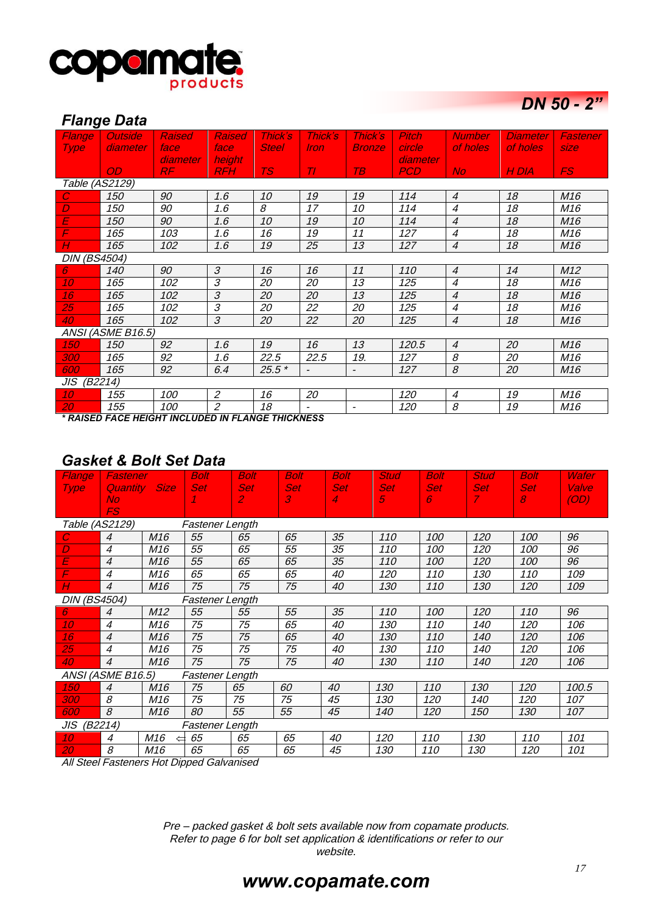copamate products

# DN 50 - 2"

## Flange Data

| Flange Type | Outside diameter OD | Raised face diameter RF | Raised face height RFH | Thick's Steel TS | Thick's Iron TI | Thick's Bronze TB | Pitch circle diameter PCD | Number of holes No | Diameter of holes H DIA | Fastener size FS |
|---|---|---|---|---|---|---|---|---|---|---|
| Table (AS2129) | | | | | | | | | | |
| C | 150 | 90 | 1.6 | 10 | 19 | 19 | 114 | 4 | 18 | M16 |
| D | 150 | 90 | 1.6 | 8 | 17 | 10 | 114 | 4 | 18 | M16 |
| E | 150 | 90 | 1.6 | 10 | 19 | 10 | 114 | 4 | 18 | M16 |
| F | 165 | 103 | 1.6 | 16 | 19 | 11 | 127 | 4 | 18 | M16 |
| H | 165 | 102 | 1.6 | 19 | 25 | 13 | 127 | 4 | 18 | M16 |
| DIN (BS4504) | | | | | | | | | | |
| 6 | 140 | 90 | 3 | 16 | 16 | 11 | 110 | 4 | 14 | M12 |
| 10 | 165 | 102 | 3 | 20 | 20 | 13 | 125 | 4 | 18 | M16 |
| 16 | 165 | 102 | 3 | 20 | 20 | 13 | 125 | 4 | 18 | M16 |
| 25 | 165 | 102 | 3 | 20 | 22 | 20 | 125 | 4 | 18 | M16 |
| 40 | 165 | 102 | 3 | 20 | 22 | 20 | 125 | 4 | 18 | M16 |
| ANSI (ASME B16.5) | | | | | | | | | | |
| 150 | 150 | 92 | 1.6 | 19 | 16 | 13 | 120.5 | 4 | 20 | M16 |
| 300 | 165 | 92 | 1.6 | 22.5 | 22.5 | 19. | 127 | 8 | 20 | M16 |
| 600 | 165 | 92 | 6.4 | 25.5 * | - | - | 127 | 8 | 20 | M16 |
| JIS (B2214) | | | | | | | | | | |
| 10 | 155 | 100 | 2 | 16 | 20 | | 120 | 4 | 19 | M16 |
| 20 | 155 | 100 | 2 | 18 | - | - | 120 | 8 | 19 | M16 |

*** RAISED FACE HEIGHT INCLUDED IN FLANGE THICKNESS**

## Gasket & Bolt Set Data

| Flange Type | Fastener Quantity No | Size FS | Bolt Set 1 | Bolt Set 2 | Bolt Set 3 | Bolt Set 4 | Stud Set 5 | Bolt Set 6 | Stud Set 7 | Bolt Set 8 | Wafer Valve (OD) |
|---|---|---|---|---|---|---|---|---|---|---|---|
| Table (AS2129) | | | Fastener Length | | | | | | | | |
| C | 4 | M16 | 55 | 65 | 65 | 35 | 110 | 100 | 120 | 100 | 96 |
| D | 4 | M16 | 55 | 65 | 55 | 35 | 110 | 100 | 120 | 100 | 96 |
| E | 4 | M16 | 55 | 65 | 65 | 35 | 110 | 100 | 120 | 100 | 96 |
| F | 4 | M16 | 65 | 65 | 65 | 40 | 120 | 110 | 130 | 110 | 109 |
| H | 4 | M16 | 75 | 75 | 75 | 40 | 130 | 110 | 130 | 120 | 109 |
| DIN (BS4504) | | | Fastener Length | | | | | | | | |
| 6 | 4 | M12 | 55 | 55 | 55 | 35 | 110 | 100 | 120 | 110 | 96 |
| 10 | 4 | M16 | 75 | 75 | 65 | 40 | 130 | 110 | 140 | 120 | 106 |
| 16 | 4 | M16 | 75 | 75 | 65 | 40 | 130 | 110 | 140 | 120 | 106 |
| 25 | 4 | M16 | 75 | 75 | 75 | 40 | 130 | 110 | 140 | 120 | 106 |
| 40 | 4 | M16 | 75 | 75 | 75 | 40 | 130 | 110 | 140 | 120 | 106 |
| ANSI (ASME B16.5) | | | Fastener Length | | | | | | | | |
| 150 | 4 | M16 | 75 | 65 | 60 | 40 | 130 | 110 | 130 | 120 | 100.5 |
| 300 | 8 | M16 | 75 | 75 | 75 | 45 | 130 | 120 | 140 | 120 | 107 |
| 600 | 8 | M16 | 80 | 55 | 55 | 45 | 140 | 120 | 150 | 130 | 107 |
| JIS (B2214) | | | Fastener Length | | | | | | | | |
| 10 | 4 | M16 ⇐ | 65 | 65 | 65 | 40 | 120 | 110 | 130 | 110 | 101 |
| 20 | 8 | M16 | 65 | 65 | 65 | 45 | 130 | 110 | 130 | 120 | 101 |

All Steel Fasteners Hot Dipped Galvanised

Pre – packed gasket & bolt sets available now from copamate products.
Refer to page 6 for bolt set application & identifications or refer to our website.

**www.copamate.com**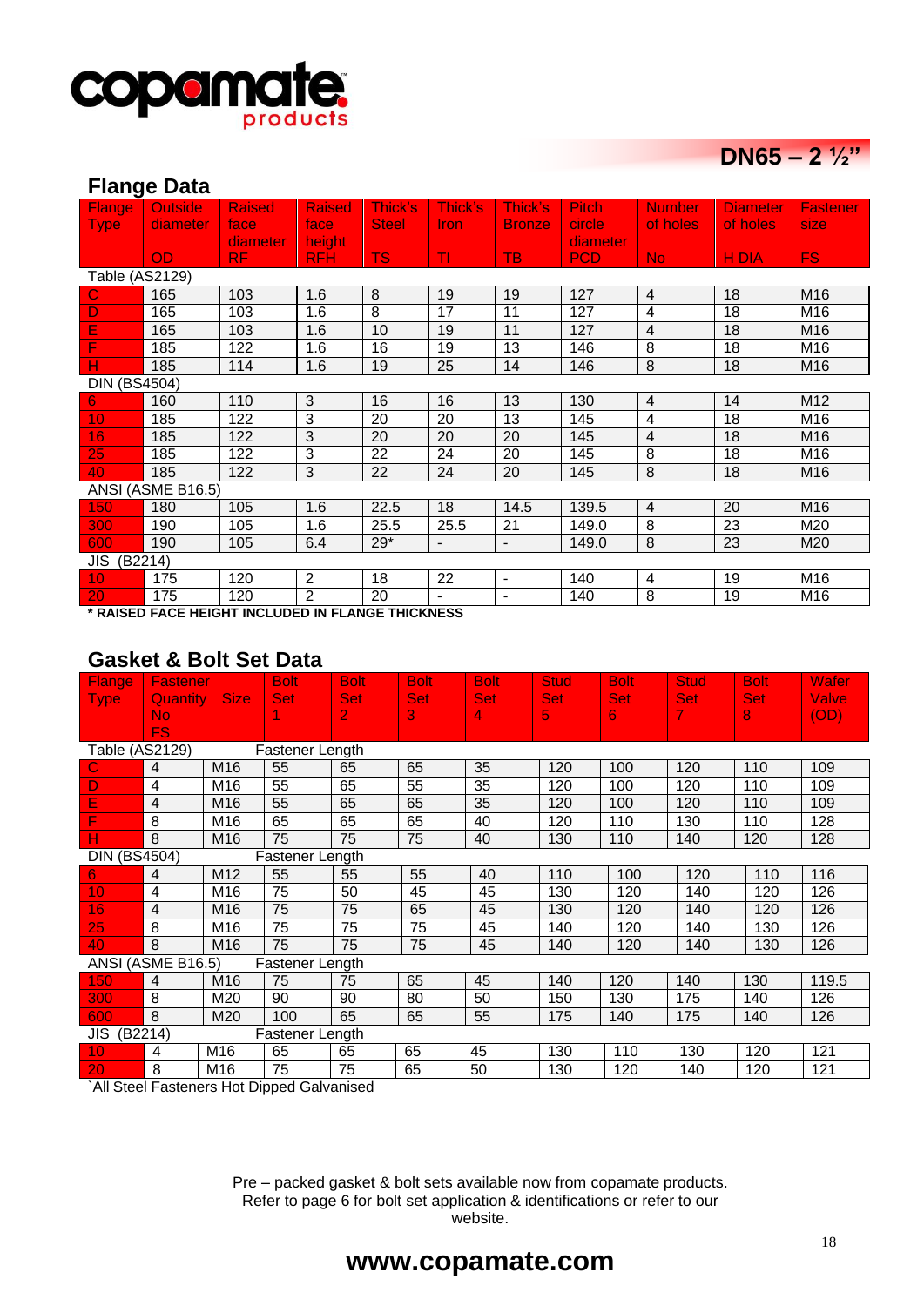copamate products

# DN65 – 2 ½"

## Flange Data

| Flange Type | Outside diameter OD | Raised face diameter RF | Raised face height RFH | Thick's Steel TS | Thick's Iron TI | Thick's Bronze TB | Pitch circle diameter PCD | Number of holes No | Diameter of holes H DIA | Fastener size FS |
|---|---|---|---|---|---|---|---|---|---|---|
| Table (AS2129) | | | | | | | | | | |
| C | 165 | 103 | 1.6 | 8 | 19 | 19 | 127 | 4 | 18 | M16 |
| D | 165 | 103 | 1.6 | 8 | 17 | 11 | 127 | 4 | 18 | M16 |
| E | 165 | 103 | 1.6 | 10 | 19 | 11 | 127 | 4 | 18 | M16 |
| F | 185 | 122 | 1.6 | 16 | 19 | 13 | 146 | 8 | 18 | M16 |
| H | 185 | 114 | 1.6 | 19 | 25 | 14 | 146 | 8 | 18 | M16 |
| DIN (BS4504) | | | | | | | | | | |
| 6 | 160 | 110 | 3 | 16 | 16 | 13 | 130 | 4 | 14 | M12 |
| 10 | 185 | 122 | 3 | 20 | 20 | 13 | 145 | 4 | 18 | M16 |
| 16 | 185 | 122 | 3 | 20 | 20 | 20 | 145 | 4 | 18 | M16 |
| 25 | 185 | 122 | 3 | 22 | 24 | 20 | 145 | 8 | 18 | M16 |
| 40 | 185 | 122 | 3 | 22 | 24 | 20 | 145 | 8 | 18 | M16 |
| ANSI (ASME B16.5) | | | | | | | | | | |
| 150 | 180 | 105 | 1.6 | 22.5 | 18 | 14.5 | 139.5 | 4 | 20 | M16 |
| 300 | 190 | 105 | 1.6 | 25.5 | 25.5 | 21 | 149.0 | 8 | 23 | M20 |
| 600 | 190 | 105 | 6.4 | 29* | - | - | 149.0 | 8 | 23 | M20 |
| JIS (B2214) | | | | | | | | | | |
| 10 | 175 | 120 | 2 | 18 | 22 | - | 140 | 4 | 19 | M16 |
| 20 | 175 | 120 | 2 | 20 | - | - | 140 | 8 | 19 | M16 |

**\* RAISED FACE HEIGHT INCLUDED IN FLANGE THICKNESS**

## Gasket & Bolt Set Data

| Flange Type | Fastener Quantity No | Size FS | Bolt Set 1 | Bolt Set 2 | Bolt Set 3 | Bolt Set 4 | Stud Set 5 | Bolt Set 6 | Stud Set 7 | Bolt Set 8 | Wafer Valve (OD) |
|---|---|---|---|---|---|---|---|---|---|---|---|
| Table (AS2129) | | | Fastener Length | | | | | | | | |
| C | 4 | M16 | 55 | 65 | 65 | 35 | 120 | 100 | 120 | 110 | 109 |
| D | 4 | M16 | 55 | 65 | 55 | 35 | 120 | 100 | 120 | 110 | 109 |
| E | 4 | M16 | 55 | 65 | 65 | 35 | 120 | 100 | 120 | 110 | 109 |
| F | 8 | M16 | 65 | 65 | 65 | 40 | 120 | 110 | 130 | 110 | 128 |
| H | 8 | M16 | 75 | 75 | 75 | 40 | 130 | 110 | 140 | 120 | 128 |
| DIN (BS4504) | | | Fastener Length | | | | | | | | |
| 6 | 4 | M12 | 55 | 55 | 55 | 40 | 110 | 100 | 120 | 110 | 116 |
| 10 | 4 | M16 | 75 | 50 | 45 | 45 | 130 | 120 | 140 | 120 | 126 |
| 16 | 4 | M16 | 75 | 75 | 65 | 45 | 130 | 120 | 140 | 120 | 126 |
| 25 | 8 | M16 | 75 | 75 | 75 | 45 | 140 | 120 | 140 | 130 | 126 |
| 40 | 8 | M16 | 75 | 75 | 75 | 45 | 140 | 120 | 140 | 130 | 126 |
| ANSI (ASME B16.5) | | | Fastener Length | | | | | | | | |
| 150 | 4 | M16 | 75 | 75 | 65 | 45 | 140 | 120 | 140 | 130 | 119.5 |
| 300 | 8 | M20 | 90 | 90 | 80 | 50 | 150 | 130 | 175 | 140 | 126 |
| 600 | 8 | M20 | 100 | 65 | 65 | 55 | 175 | 140 | 175 | 140 | 126 |
| JIS (B2214) | | | Fastener Length | | | | | | | | |
| 10 | 4 | M16 | 65 | 65 | 65 | 45 | 130 | 110 | 130 | 120 | 121 |
| 20 | 8 | M16 | 75 | 75 | 65 | 50 | 130 | 120 | 140 | 120 | 121 |

`All Steel Fasteners Hot Dipped Galvanised

Pre – packed gasket & bolt sets available now from copamate products.
Refer to page 6 for bolt set application & identifications or refer to our website.

**www.copamate.com**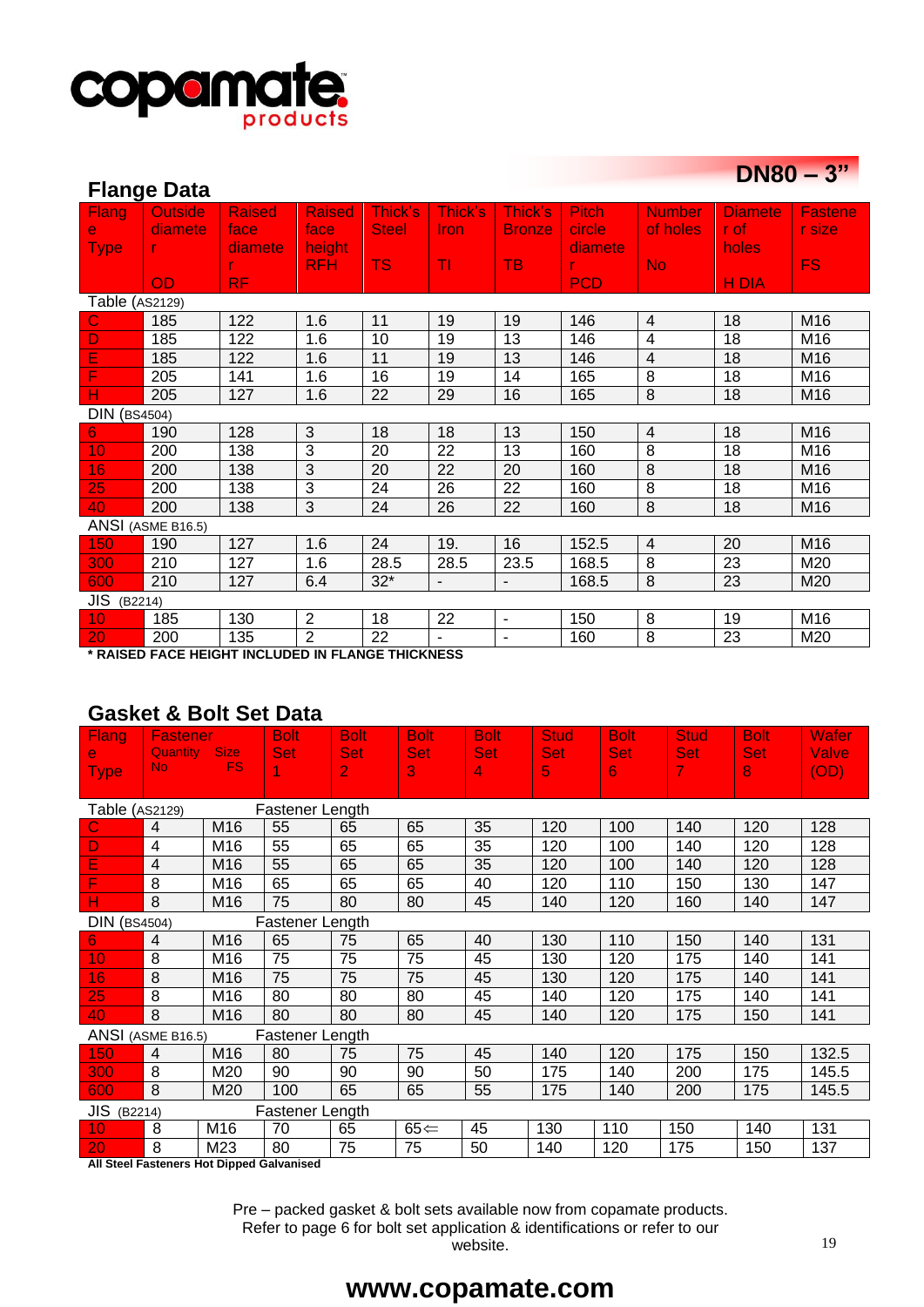copamate products

## DN80 – 3"

### Flange Data

| Flange Type | Outside diameter OD | Raised face diameter RF | Raised face height RFH | Thick's Steel TS | Thick's Iron TI | Thick's Bronze TB | Pitch circle diameter PCD | Number of holes No | Diameter of holes H DIA | Fastener size FS |
|---|---|---|---|---|---|---|---|---|---|---|
| Table (AS2129) | | | | | | | | | | |
| C | 185 | 122 | 1.6 | 11 | 19 | 19 | 146 | 4 | 18 | M16 |
| D | 185 | 122 | 1.6 | 10 | 19 | 13 | 146 | 4 | 18 | M16 |
| E | 185 | 122 | 1.6 | 11 | 19 | 13 | 146 | 4 | 18 | M16 |
| F | 205 | 141 | 1.6 | 16 | 19 | 14 | 165 | 8 | 18 | M16 |
| H | 205 | 127 | 1.6 | 22 | 29 | 16 | 165 | 8 | 18 | M16 |
| DIN (BS4504) | | | | | | | | | | |
| 6 | 190 | 128 | 3 | 18 | 18 | 13 | 150 | 4 | 18 | M16 |
| 10 | 200 | 138 | 3 | 20 | 22 | 13 | 160 | 8 | 18 | M16 |
| 16 | 200 | 138 | 3 | 20 | 22 | 20 | 160 | 8 | 18 | M16 |
| 25 | 200 | 138 | 3 | 24 | 26 | 22 | 160 | 8 | 18 | M16 |
| 40 | 200 | 138 | 3 | 24 | 26 | 22 | 160 | 8 | 18 | M16 |
| ANSI (ASME B16.5) | | | | | | | | | | |
| 150 | 190 | 127 | 1.6 | 24 | 19. | 16 | 152.5 | 4 | 20 | M16 |
| 300 | 210 | 127 | 1.6 | 28.5 | 28.5 | 23.5 | 168.5 | 8 | 23 | M20 |
| 600 | 210 | 127 | 6.4 | 32* | - | - | 168.5 | 8 | 23 | M20 |
| JIS (B2214) | | | | | | | | | | |
| 10 | 185 | 130 | 2 | 18 | 22 | - | 150 | 8 | 19 | M16 |
| 20 | 200 | 135 | 2 | 22 | - | - | 160 | 8 | 23 | M20 |

**\* RAISED FACE HEIGHT INCLUDED IN FLANGE THICKNESS**

### Gasket & Bolt Set Data

| Flange Type | Fastener Quantity No | Fastener Size FS | Bolt Set 1 | Bolt Set 2 | Bolt Set 3 | Bolt Set 4 | Stud Set 5 | Bolt Set 6 | Stud Set 7 | Bolt Set 8 | Wafer Valve (OD) |
|---|---|---|---|---|---|---|---|---|---|---|---|
| Table (AS2129) | | | Fastener Length | | | | | | | | |
| C | 4 | M16 | 55 | 65 | 65 | 35 | 120 | 100 | 140 | 120 | 128 |
| D | 4 | M16 | 55 | 65 | 65 | 35 | 120 | 100 | 140 | 120 | 128 |
| E | 4 | M16 | 55 | 65 | 65 | 35 | 120 | 100 | 140 | 120 | 128 |
| F | 8 | M16 | 65 | 65 | 65 | 40 | 120 | 110 | 150 | 130 | 147 |
| H | 8 | M16 | 75 | 80 | 80 | 45 | 140 | 120 | 160 | 140 | 147 |
| DIN (BS4504) | | | Fastener Length | | | | | | | | |
| 6 | 4 | M16 | 65 | 75 | 65 | 40 | 130 | 110 | 150 | 140 | 131 |
| 10 | 8 | M16 | 75 | 75 | 75 | 45 | 130 | 120 | 175 | 140 | 141 |
| 16 | 8 | M16 | 75 | 75 | 75 | 45 | 130 | 120 | 175 | 140 | 141 |
| 25 | 8 | M16 | 80 | 80 | 80 | 45 | 140 | 120 | 175 | 140 | 141 |
| 40 | 8 | M16 | 80 | 80 | 80 | 45 | 140 | 120 | 175 | 150 | 141 |
| ANSI (ASME B16.5) | | | Fastener Length | | | | | | | | |
| 150 | 4 | M16 | 80 | 75 | 75 | 45 | 140 | 120 | 175 | 150 | 132.5 |
| 300 | 8 | M20 | 90 | 90 | 90 | 50 | 175 | 140 | 200 | 175 | 145.5 |
| 600 | 8 | M20 | 100 | 65 | 65 | 55 | 175 | 140 | 200 | 175 | 145.5 |
| JIS (B2214) | | | Fastener Length | | | | | | | | |
| 10 | 8 | M16 | 70 | 65 | 65⇐ | 45 | 130 | 110 | 150 | 140 | 131 |
| 20 | 8 | M23 | 80 | 75 | 75 | 50 | 140 | 120 | 175 | 150 | 137 |

**All Steel Fasteners Hot Dipped Galvanised**

Pre – packed gasket & bolt sets available now from copamate products.
Refer to page 6 for bolt set application & identifications or refer to our website.

**www.copamate.com**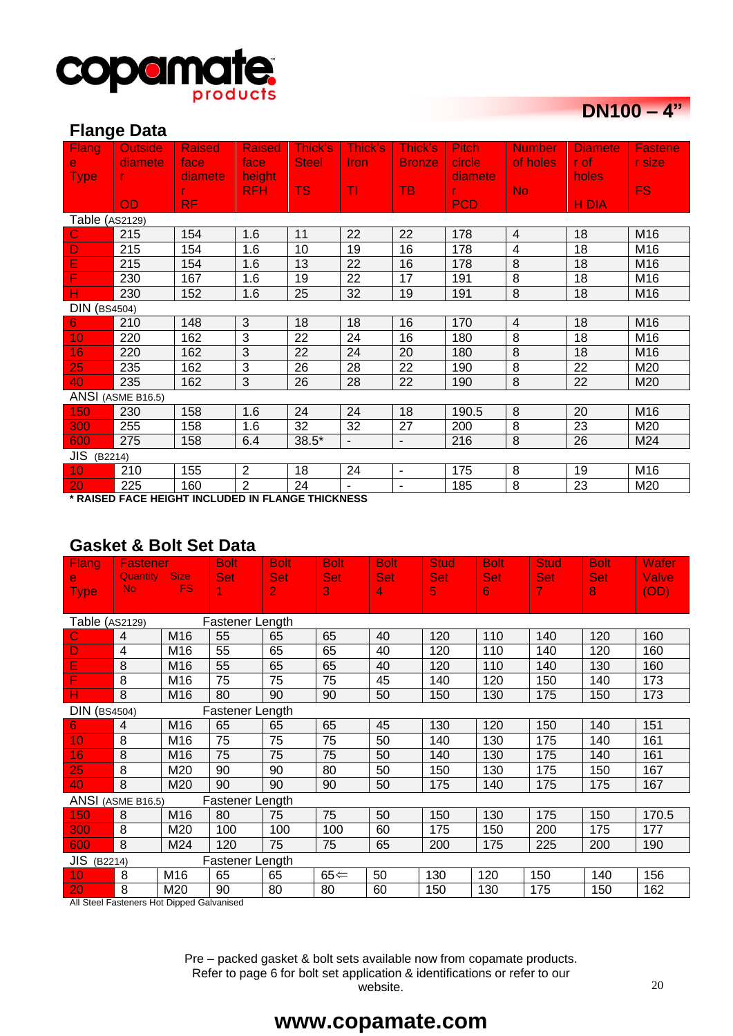copamate products

# DN100 – 4”

## Flange Data

| Flange Type | Outside diameter OD | Raised face diameter RF | Raised face height RFH | Thick's Steel TS | Thick's Iron TI | Thick's Bronze TB | Pitch circle diameter PCD | Number of holes No | Diameter of holes H DIA | Fastener size FS |
|---|---|---|---|---|---|---|---|---|---|---|
| Table (AS2129) | | | | | | | | | | |
| C | 215 | 154 | 1.6 | 11 | 22 | 22 | 178 | 4 | 18 | M16 |
| D | 215 | 154 | 1.6 | 10 | 19 | 16 | 178 | 4 | 18 | M16 |
| E | 215 | 154 | 1.6 | 13 | 22 | 16 | 178 | 8 | 18 | M16 |
| F | 230 | 167 | 1.6 | 19 | 22 | 17 | 191 | 8 | 18 | M16 |
| H | 230 | 152 | 1.6 | 25 | 32 | 19 | 191 | 8 | 18 | M16 |
| DIN (BS4504) | | | | | | | | | | |
| 6 | 210 | 148 | 3 | 18 | 18 | 16 | 170 | 4 | 18 | M16 |
| 10 | 220 | 162 | 3 | 22 | 24 | 16 | 180 | 8 | 18 | M16 |
| 16 | 220 | 162 | 3 | 22 | 24 | 20 | 180 | 8 | 18 | M16 |
| 25 | 235 | 162 | 3 | 26 | 28 | 22 | 190 | 8 | 22 | M20 |
| 40 | 235 | 162 | 3 | 26 | 28 | 22 | 190 | 8 | 22 | M20 |
| ANSI (ASME B16.5) | | | | | | | | | | |
| 150 | 230 | 158 | 1.6 | 24 | 24 | 18 | 190.5 | 8 | 20 | M16 |
| 300 | 255 | 158 | 1.6 | 32 | 32 | 27 | 200 | 8 | 23 | M20 |
| 600 | 275 | 158 | 6.4 | 38.5* | - | - | 216 | 8 | 26 | M24 |
| JIS (B2214) | | | | | | | | | | |
| 10 | 210 | 155 | 2 | 18 | 24 | - | 175 | 8 | 19 | M16 |
| 20 | 225 | 160 | 2 | 24 | - | - | 185 | 8 | 23 | M20 |

**\* RAISED FACE HEIGHT INCLUDED IN FLANGE THICKNESS**

## Gasket & Bolt Set Data

| Flange Type | Fastener Quantity No | Fastener Size FS | Bolt Set 1 | Bolt Set 2 | Bolt Set 3 | Bolt Set 4 | Stud Set 5 | Bolt Set 6 | Stud Set 7 | Bolt Set 8 | Wafer Valve (OD) |
|---|---|---|---|---|---|---|---|---|---|---|---|
| Table (AS2129) | | | Fastener Length | | | | | | | | |
| C | 4 | M16 | 55 | 65 | 65 | 40 | 120 | 110 | 140 | 120 | 160 |
| D | 4 | M16 | 55 | 65 | 65 | 40 | 120 | 110 | 140 | 120 | 160 |
| E | 8 | M16 | 55 | 65 | 65 | 40 | 120 | 110 | 140 | 130 | 160 |
| F | 8 | M16 | 75 | 75 | 75 | 45 | 140 | 120 | 150 | 140 | 173 |
| H | 8 | M16 | 80 | 90 | 90 | 50 | 150 | 130 | 175 | 150 | 173 |
| DIN (BS4504) | | | Fastener Length | | | | | | | | |
| 6 | 4 | M16 | 65 | 65 | 65 | 45 | 130 | 120 | 150 | 140 | 151 |
| 10 | 8 | M16 | 75 | 75 | 75 | 50 | 140 | 130 | 175 | 140 | 161 |
| 16 | 8 | M16 | 75 | 75 | 75 | 50 | 140 | 130 | 175 | 140 | 161 |
| 25 | 8 | M20 | 90 | 90 | 80 | 50 | 150 | 130 | 175 | 150 | 167 |
| 40 | 8 | M20 | 90 | 90 | 90 | 50 | 175 | 140 | 175 | 175 | 167 |
| ANSI (ASME B16.5) | | | Fastener Length | | | | | | | | |
| 150 | 8 | M16 | 80 | 75 | 75 | 50 | 150 | 130 | 175 | 150 | 170.5 |
| 300 | 8 | M20 | 100 | 100 | 100 | 60 | 175 | 150 | 200 | 175 | 177 |
| 600 | 8 | M24 | 120 | 75 | 75 | 65 | 200 | 175 | 225 | 200 | 190 |
| JIS (B2214) | | | Fastener Length | | | | | | | | |
| 10 | 8 | M16 | 65 | 65 | 65⇐ | 50 | 130 | 120 | 150 | 140 | 156 |
| 20 | 8 | M20 | 90 | 80 | 80 | 60 | 150 | 130 | 175 | 150 | 162 |

All Steel Fasteners Hot Dipped Galvanised

Pre – packed gasket & bolt sets available now from copamate products.
Refer to page 6 for bolt set application & identifications or refer to our website.

**www.copamate.com**